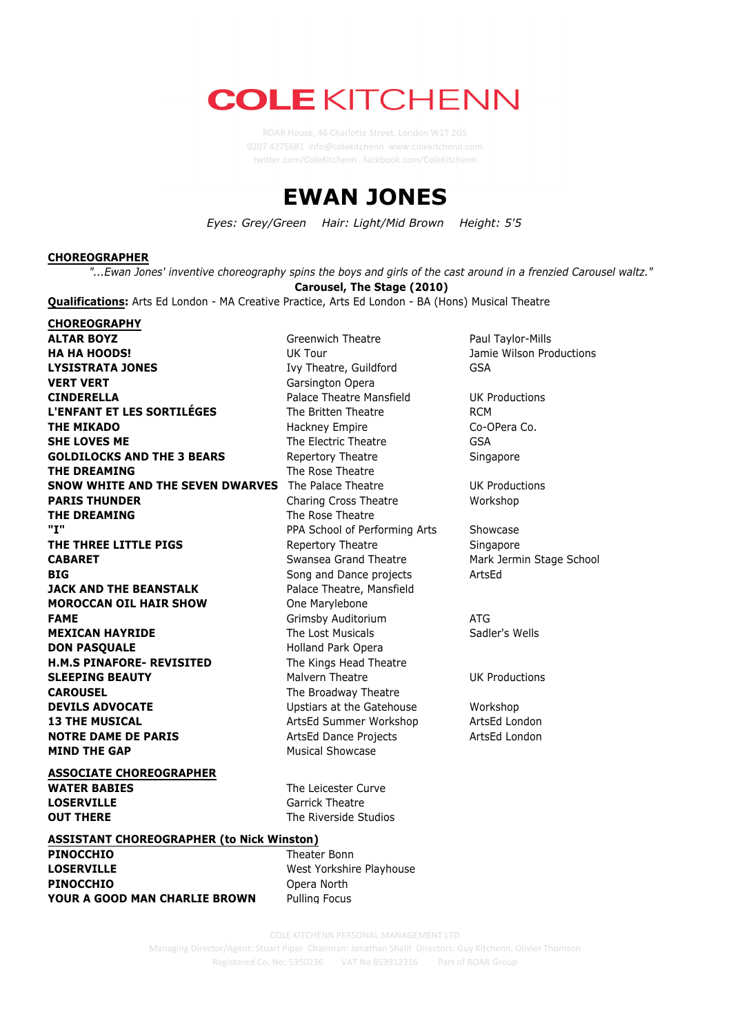# COLE KITCHENN

ROAR House, 46 Charlotte Street, London W1T 2GS
0207 4275681 info@colekitchenn www.colekitchenn.com
twitter.com/ColeKitchenn facebook.com/ColeKitchenn

# EWAN JONES

*Eyes: Grey/Green Hair: Light/Mid Brown Height: 5'5*

**CHOREOGRAPHER**

*"...Ewan Jones' inventive choreography spins the boys and girls of the cast around in a frenzied Carousel waltz."*

**Carousel, The Stage (2010)**

**Qualifications:** Arts Ed London - MA Creative Practice, Arts Ed London - BA (Hons) Musical Theatre

**CHOREOGRAPHY**

| | | |
|---|---|---|
| **ALTAR BOYZ** | Greenwich Theatre | Paul Taylor-Mills |
| **HA HA HOODS!** | UK Tour | Jamie Wilson Productions |
| **LYSISTRATA JONES** | Ivy Theatre, Guildford | GSA |
| **VERT VERT** | Garsington Opera | |
| **CINDERELLA** | Palace Theatre Mansfield | UK Productions |
| **L'ENFANT ET LES SORTILÉGES** | The Britten Theatre | RCM |
| **THE MIKADO** | Hackney Empire | Co-OPera Co. |
| **SHE LOVES ME** | The Electric Theatre | GSA |
| **GOLDILOCKS AND THE 3 BEARS** | Repertory Theatre | Singapore |
| **THE DREAMING** | The Rose Theatre | |
| **SNOW WHITE AND THE SEVEN DWARVES** | The Palace Theatre | UK Productions |
| **PARIS THUNDER** | Charing Cross Theatre | Workshop |
| **THE DREAMING** | The Rose Theatre | |
| **"I"** | PPA School of Performing Arts | Showcase |
| **THE THREE LITTLE PIGS** | Repertory Theatre | Singapore |
| **CABARET** | Swansea Grand Theatre | Mark Jermin Stage School |
| **BIG** | Song and Dance projects | ArtsEd |
| **JACK AND THE BEANSTALK** | Palace Theatre, Mansfield | |
| **MOROCCAN OIL HAIR SHOW** | One Marylebone | |
| **FAME** | Grimsby Auditorium | ATG |
| **MEXICAN HAYRIDE** | The Lost Musicals | Sadler's Wells |
| **DON PASQUALE** | Holland Park Opera | |
| **H.M.S PINAFORE- REVISITED** | The Kings Head Theatre | |
| **SLEEPING BEAUTY** | Malvern Theatre | UK Productions |
| **CAROUSEL** | The Broadway Theatre | |
| **DEVILS ADVOCATE** | Upstiars at the Gatehouse | Workshop |
| **13 THE MUSICAL** | ArtsEd Summer Workshop | ArtsEd London |
| **NOTRE DAME DE PARIS** | ArtsEd Dance Projects | ArtsEd London |
| **MIND THE GAP** | Musical Showcase | |

**ASSOCIATE CHOREOGRAPHER**

| | |
|---|---|
| **WATER BABIES** | The Leicester Curve |
| **LOSERVILLE** | Garrick Theatre |
| **OUT THERE** | The Riverside Studios |

**ASSISTANT CHOREOGRAPHER (to Nick Winston)**

| | |
|---|---|
| **PINOCCHIO** | Theater Bonn |
| **LOSERVILLE** | West Yorkshire Playhouse |
| **PINOCCHIO** | Opera North |
| **YOUR A GOOD MAN CHARLIE BROWN** | Pulling Focus |

COLE KITCHENN PERSONAL MANAGEMENT LTD
Managing Director/Agent: Stuart Piper Chairman: Jonathan Shalit Directors: Guy Kitchenn, Olivier Thomson
Registered Co. No: 5350236 VAT No 853912316 Part of ROAR Group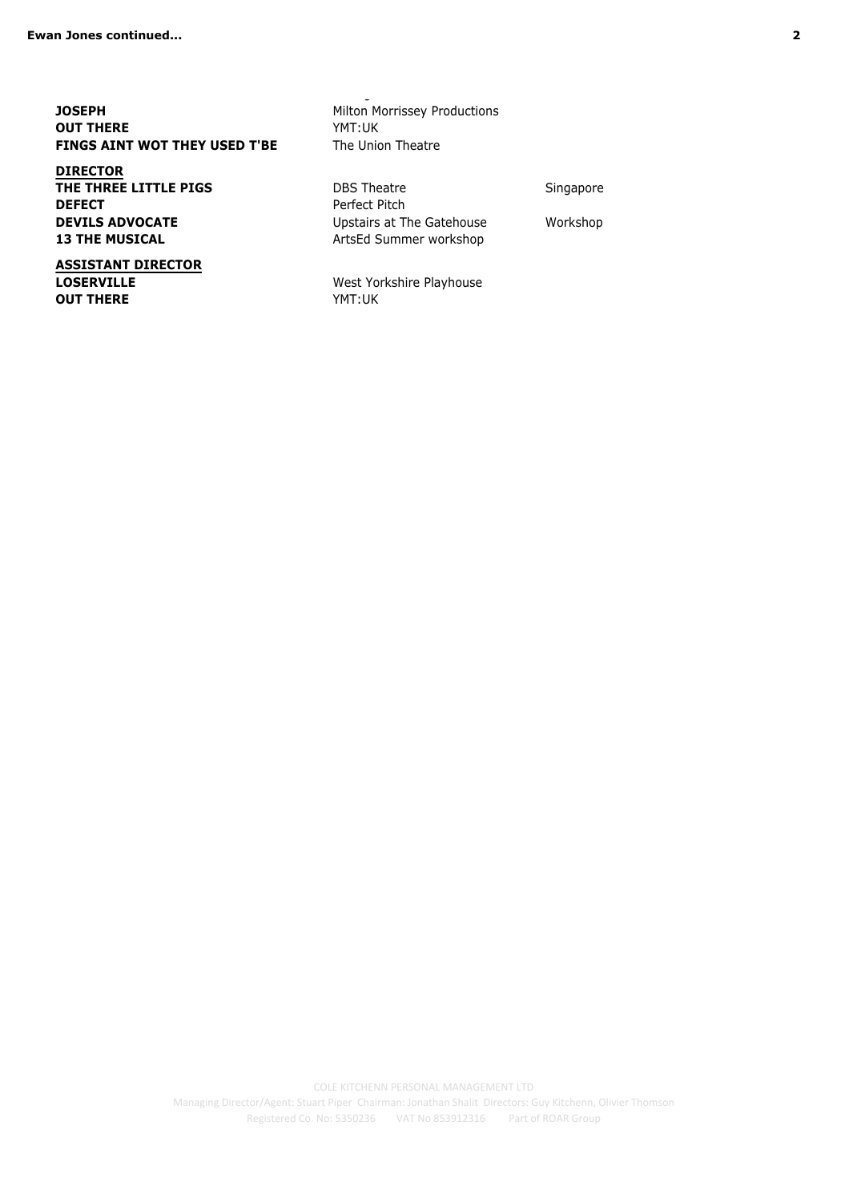| | | |
|---|---|---|
| **JOSEPH** | Milton Morrissey Productions | |
| **OUT THERE** | YMT:UK | |
| **FINGS AINT WOT THEY USED T'BE** | The Union Theatre | |

**DIRECTOR**

| | | |
|---|---|---|
| **THE THREE LITTLE PIGS** | DBS Theatre | Singapore |
| **DEFECT** | Perfect Pitch | |
| **DEVILS ADVOCATE** | Upstairs at The Gatehouse | Workshop |
| **13 THE MUSICAL** | ArtsEd Summer workshop | |

**ASSISTANT DIRECTOR**

| | |
|---|---|
| **LOSERVILLE** | West Yorkshire Playhouse |
| **OUT THERE** | YMT:UK |

COLE KITCHENN PERSONAL MANAGEMENT LTD
Managing Director/Agent: Stuart Piper Chairman: Jonathan Shalit Directors: Guy Kitchenn, Olivier Thomson
Registered Co. No: 5350236 VAT No 853912316 Part of ROAR Group